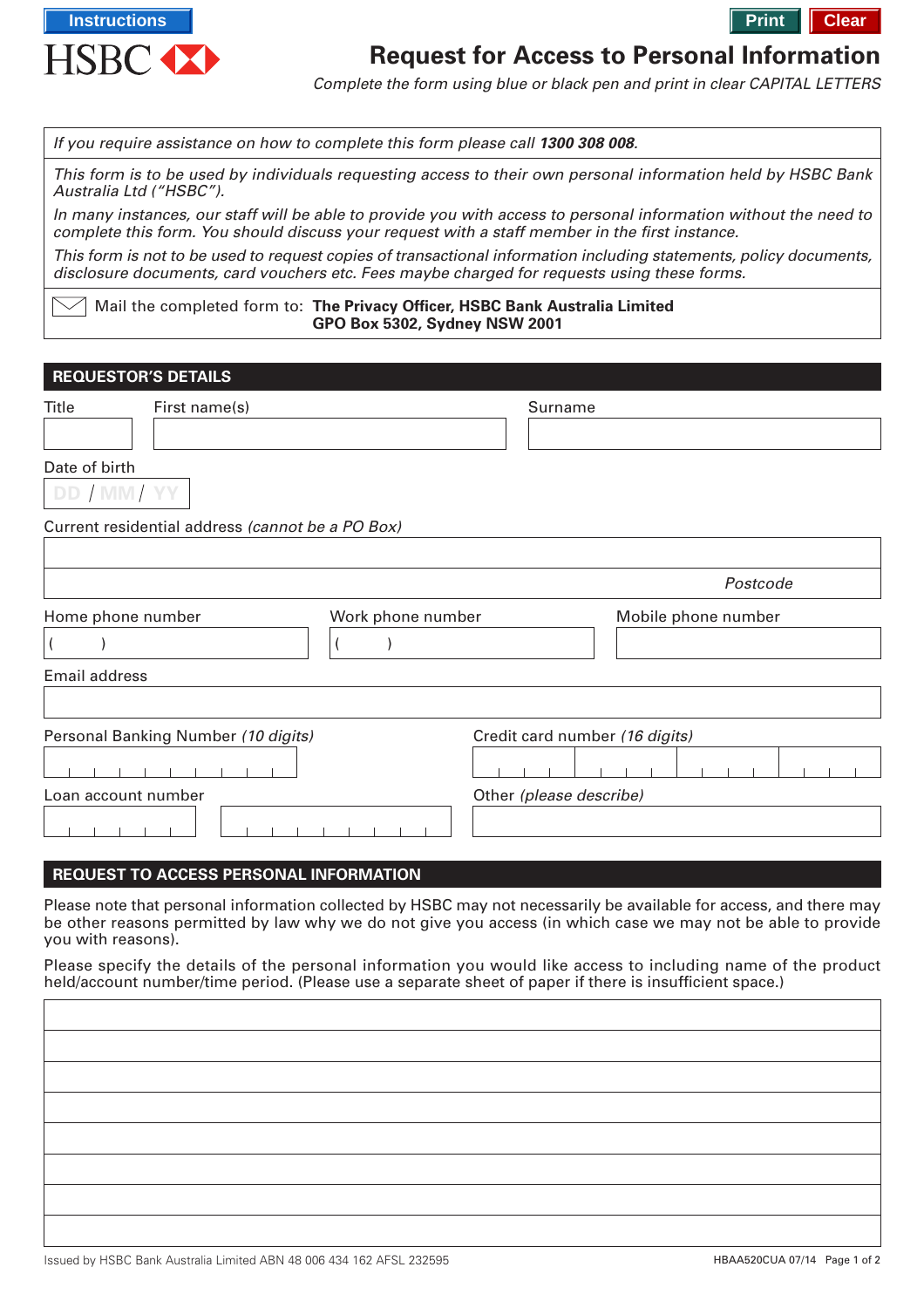Instructions

HSBC

Print Clear

# Request for Access to Personal Information

*Complete the form using blue or black pen and print in clear CAPITAL LETTERS*

*If you require assistance on how to complete this form please call **1300 308 008**.*

*This form is to be used by individuals requesting access to their own personal information held by HSBC Bank Australia Ltd ("HSBC").*

*In many instances, our staff will be able to provide you with access to personal information without the need to complete this form. You should discuss your request with a staff member in the first instance.*

*This form is not to be used to request copies of transactional information including statements, policy documents, disclosure documents, card vouchers etc. Fees maybe charged for requests using these forms.*

Mail the completed form to: **The Privacy Officer, HSBC Bank Australia Limited**
**GPO Box 5302, Sydney NSW 2001**

## REQUESTOR'S DETAILS

Title

First name(s)

Surname

Date of birth

DD / MM / YY

Current residential address *(cannot be a PO Box)*

*Postcode*

Home phone number

( )

Work phone number

( )

Mobile phone number

Email address

Personal Banking Number *(10 digits)*

Credit card number *(16 digits)*

Loan account number

Other *(please describe)*

## REQUEST TO ACCESS PERSONAL INFORMATION

Please note that personal information collected by HSBC may not necessarily be available for access, and there may be other reasons permitted by law why we do not give you access (in which case we may not be able to provide you with reasons).

Please specify the details of the personal information you would like access to including name of the product held/account number/time period. (Please use a separate sheet of paper if there is insufficient space.)

Issued by HSBC Bank Australia Limited ABN 48 006 434 162 AFSL 232595

HBAA520CUA 07/14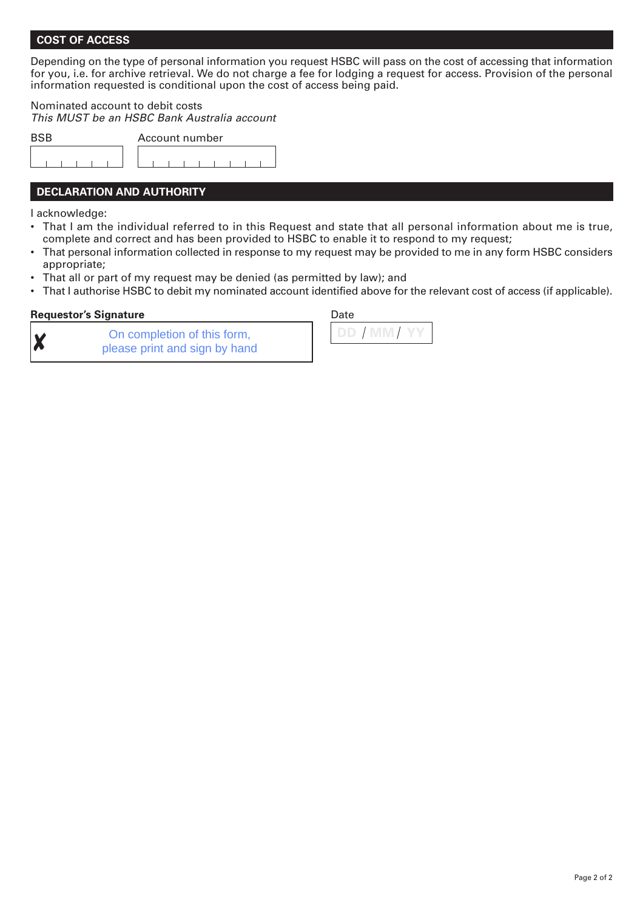## COST OF ACCESS

Depending on the type of personal information you request HSBC will pass on the cost of accessing that information for you, i.e. for archive retrieval. We do not charge a fee for lodging a request for access. Provision of the personal information requested is conditional upon the cost of access being paid.

Nominated account to debit costs
*This MUST be an HSBC Bank Australia account*

BSB

Account number

## DECLARATION AND AUTHORITY

I acknowledge:

- That I am the individual referred to in this Request and state that all personal information about me is true, complete and correct and has been provided to HSBC to enable it to respond to my request;
- That personal information collected in response to my request may be provided to me in any form HSBC considers appropriate;
- That all or part of my request may be denied (as permitted by law); and
- That I authorise HSBC to debit my nominated account identified above for the relevant cost of access (if applicable).

**Requestor's Signature**

✗ On completion of this form, please print and sign by hand

Date

DD / MM / YY